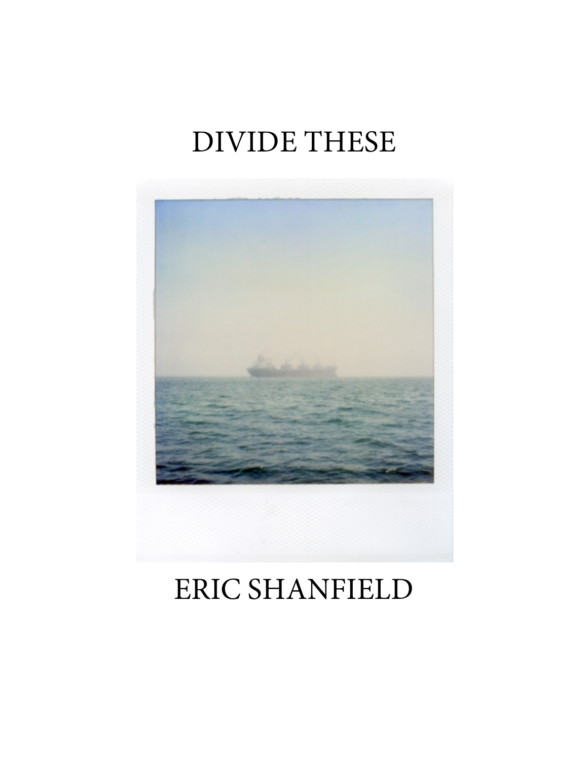# DIVIDE THESE

ERIC SHANFIELD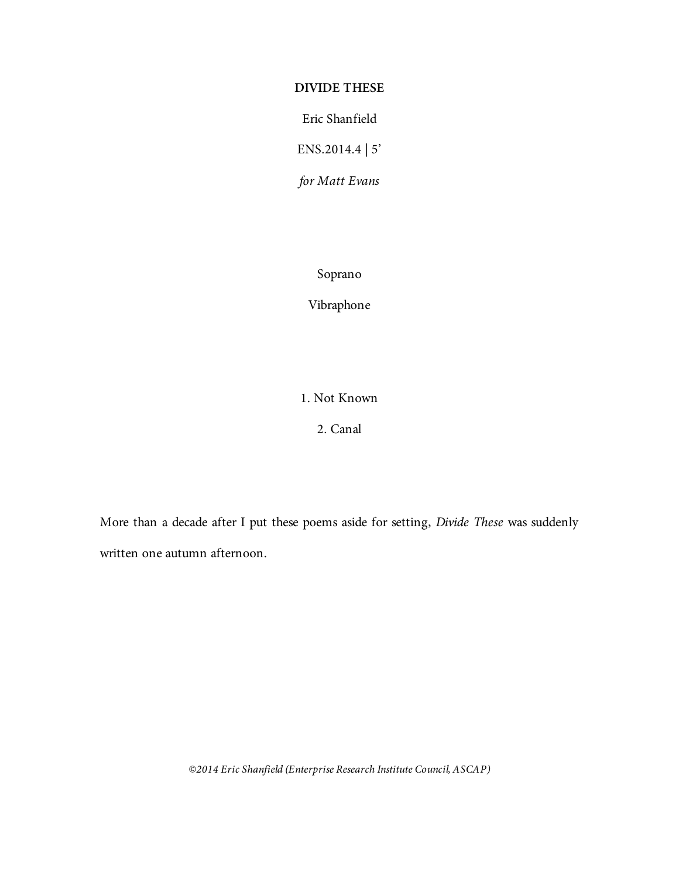# DIVIDE THESE

Eric Shanfield

ENS.2014.4 | 5’

*for Matt Evans*

Soprano

Vibraphone

1. Not Known

2. Canal

More than a decade after I put these poems aside for setting, *Divide These* was suddenly written one autumn afternoon.

*©2014 Eric Shanfield (Enterprise Research Institute Council, ASCAP)*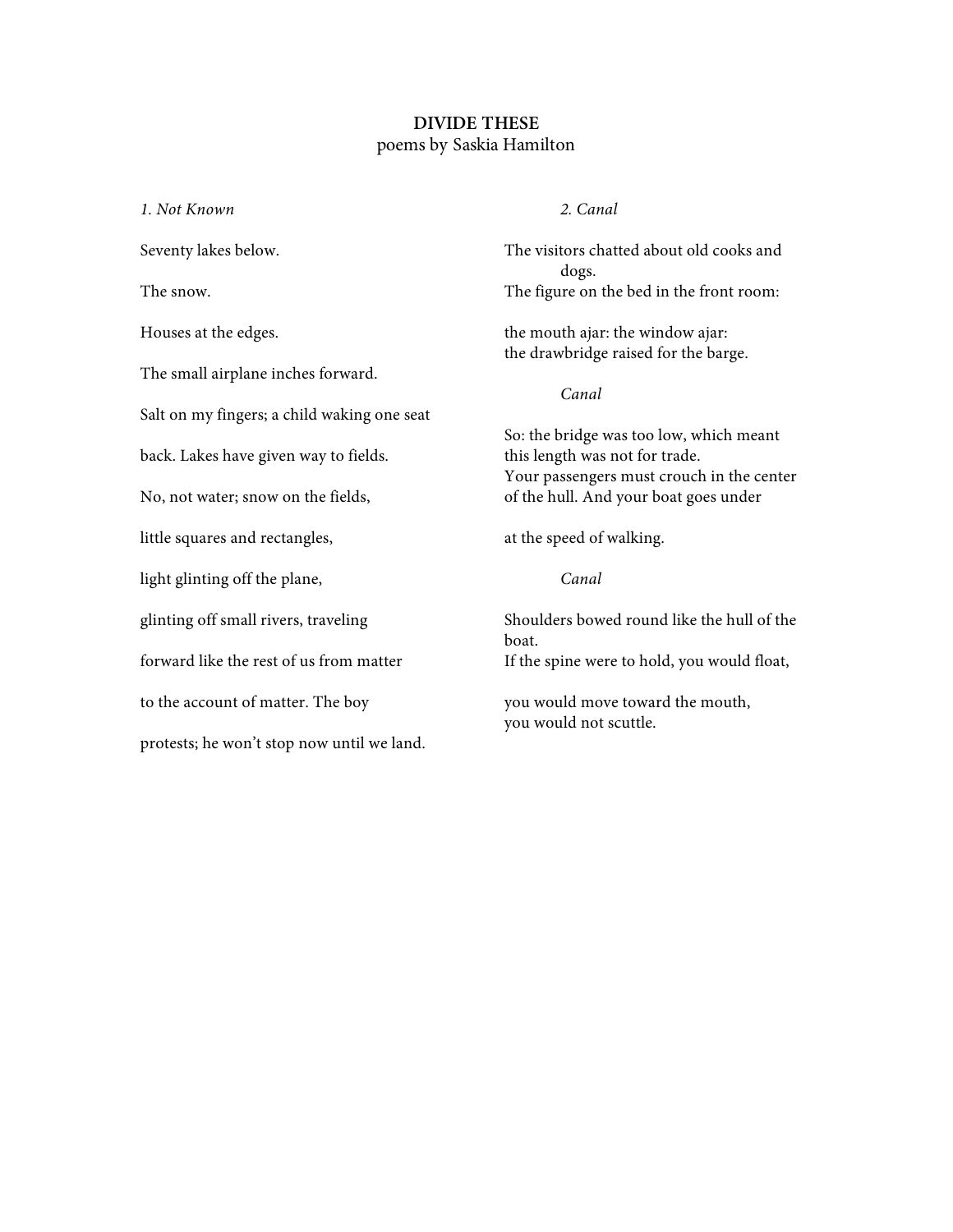**DIVIDE THESE**
poems by Saskia Hamilton

*1. Not Known*

Seventy lakes below.

The snow.

Houses at the edges.

The small airplane inches forward.

Salt on my fingers; a child waking one seat

back. Lakes have given way to fields.

No, not water; snow on the fields,

little squares and rectangles,

light glinting off the plane,

glinting off small rivers, traveling

forward like the rest of us from matter

to the account of matter. The boy

protests; he won't stop now until we land.

*2. Canal*

The visitors chatted about old cooks and
dogs.
The figure on the bed in the front room:

the mouth ajar: the window ajar:
the drawbridge raised for the barge.

*Canal*

So: the bridge was too low, which meant
this length was not for trade.
Your passengers must crouch in the center
of the hull. And your boat goes under

at the speed of walking.

*Canal*

Shoulders bowed round like the hull of the
boat.
If the spine were to hold, you would float,

you would move toward the mouth,
you would not scuttle.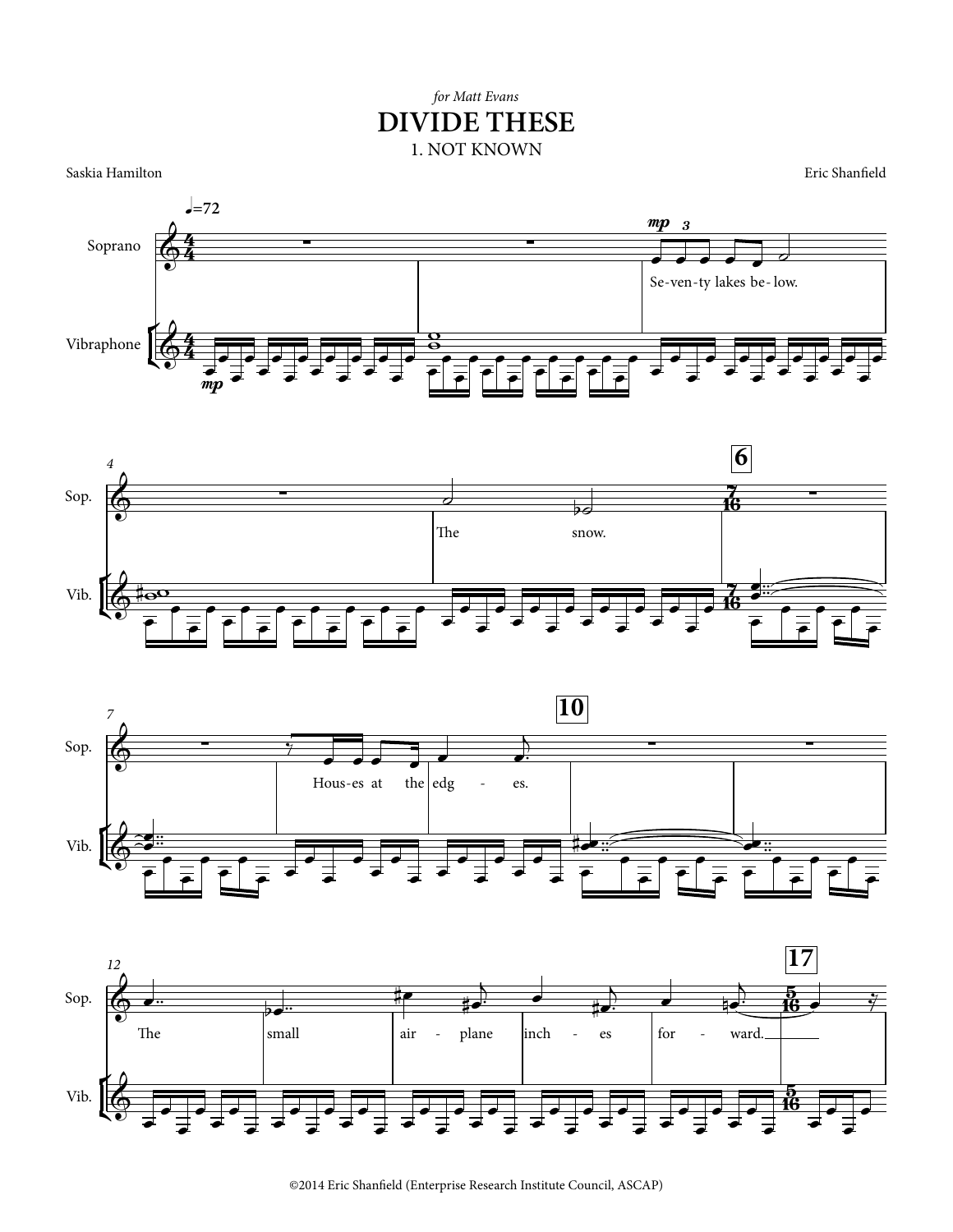*for Matt Evans*

# DIVIDE THESE

## 1. NOT KNOWN

Saskia Hamilton

Eric Shanfield

♩.=72

Soprano

Vibraphone

Se-ven-ty lakes be-low.

The snow.

Hous-es at the edg - es.

The small air - plane inch - es for - ward.

©2014 Eric Shanfield (Enterprise Research Institute Council, ASCAP)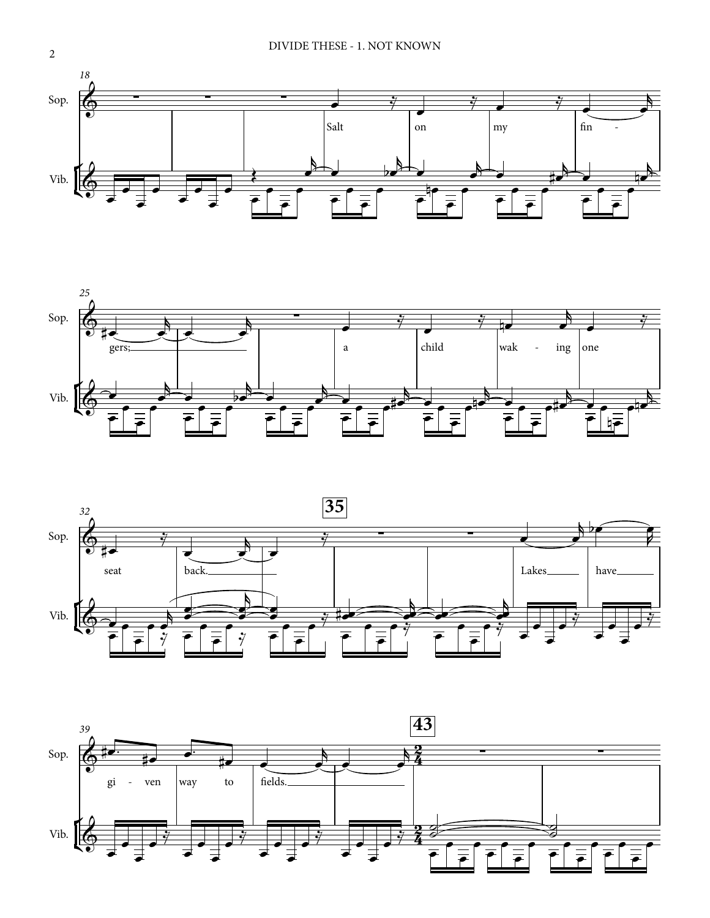18

Sop.

Salt on my fin - gers; a child wak - ing one seat back.

Vib.

25

32

35

Lakes have gi - ven way to fields.

39

43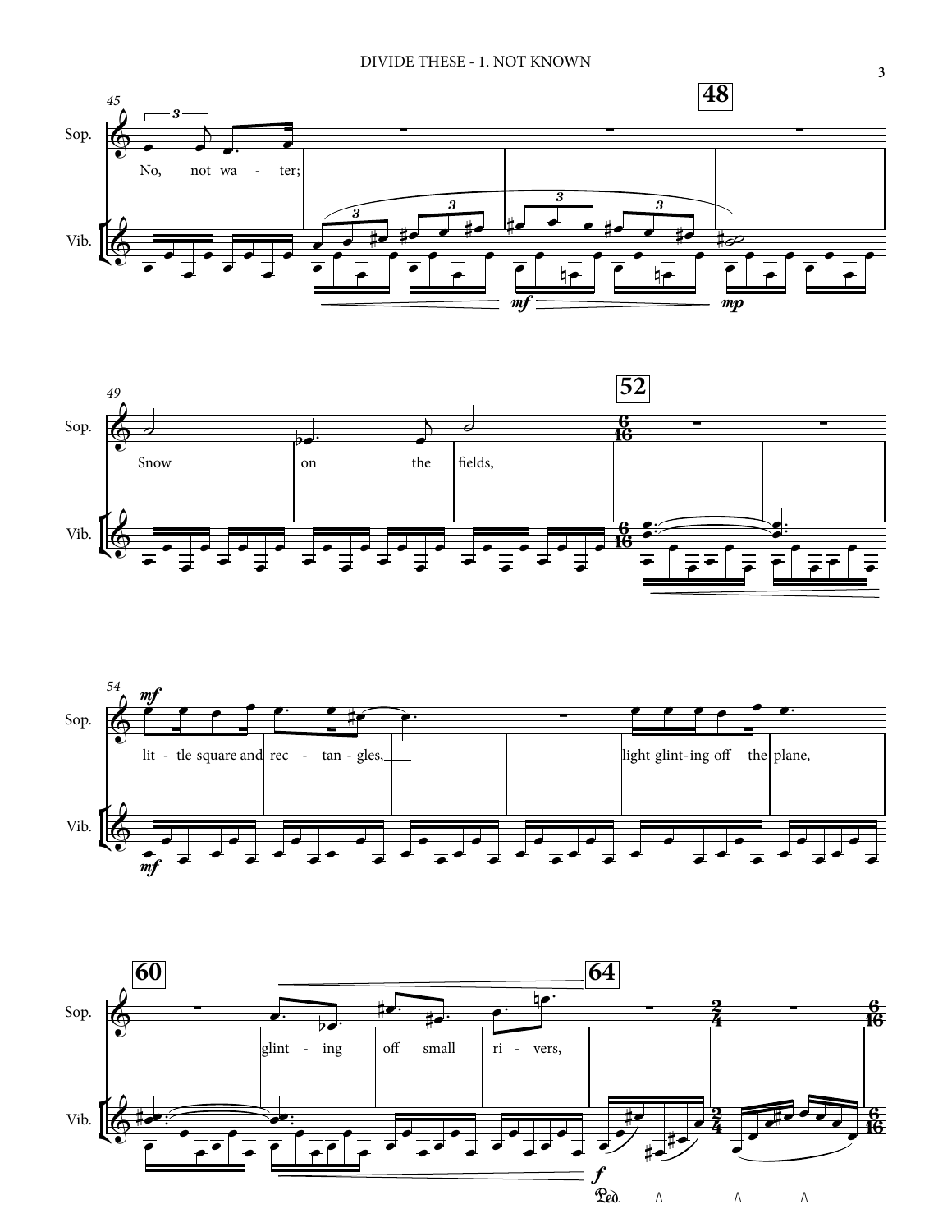Sop.

Vib.

No, not wa - ter;

Snow on the fields,

lit - tle square and rec - tan - gles,

light glint - ing off the plane,

glint - ing off small ri - vers,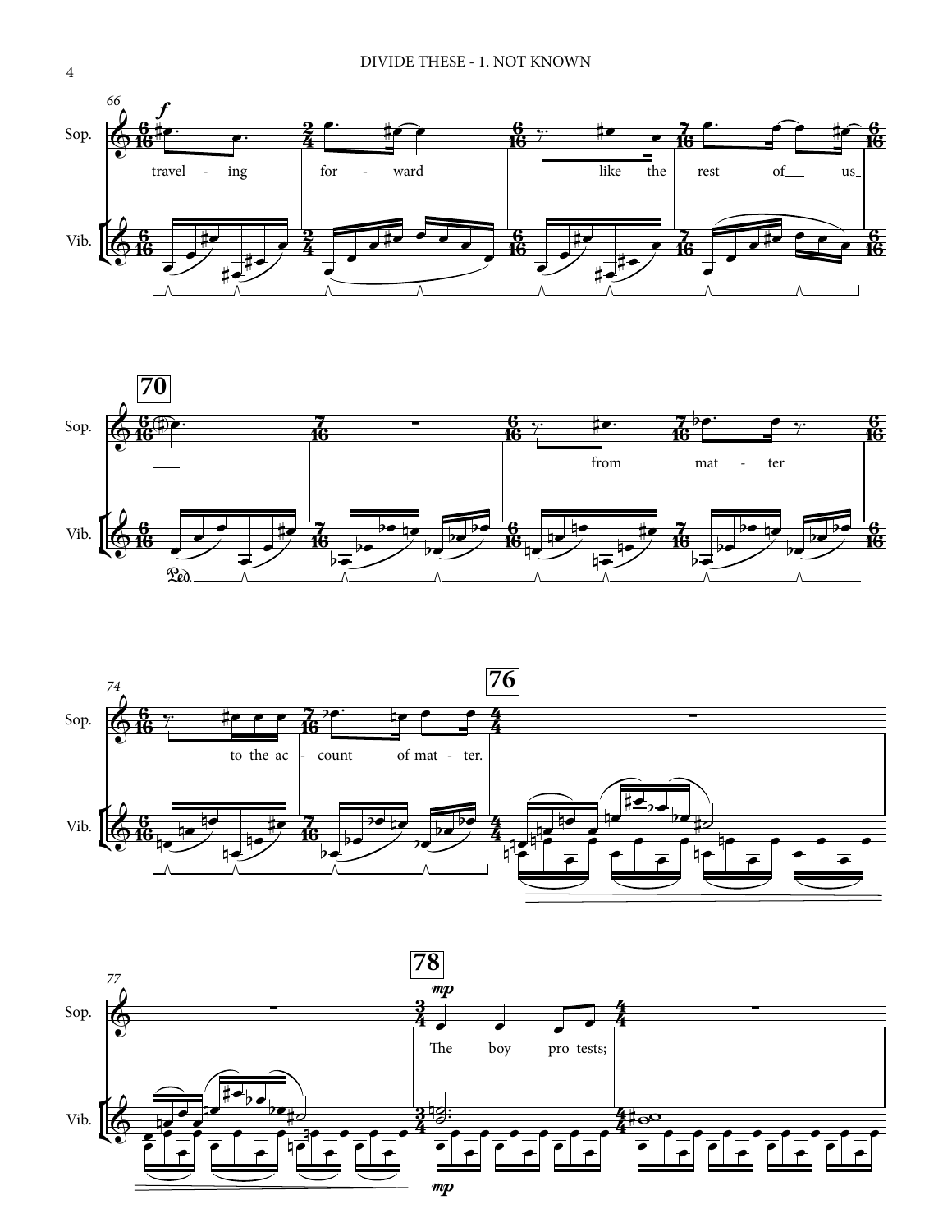Sop.

Vib.

66

*f*

travel - ing for - ward like the rest of us

70

Sop.

Vib.

from mat - ter

74

76

Sop.

Vib.

to the ac - count of mat - ter.

77

78

Sop.

Vib.

*mp*

The boy pro tests;

*mp*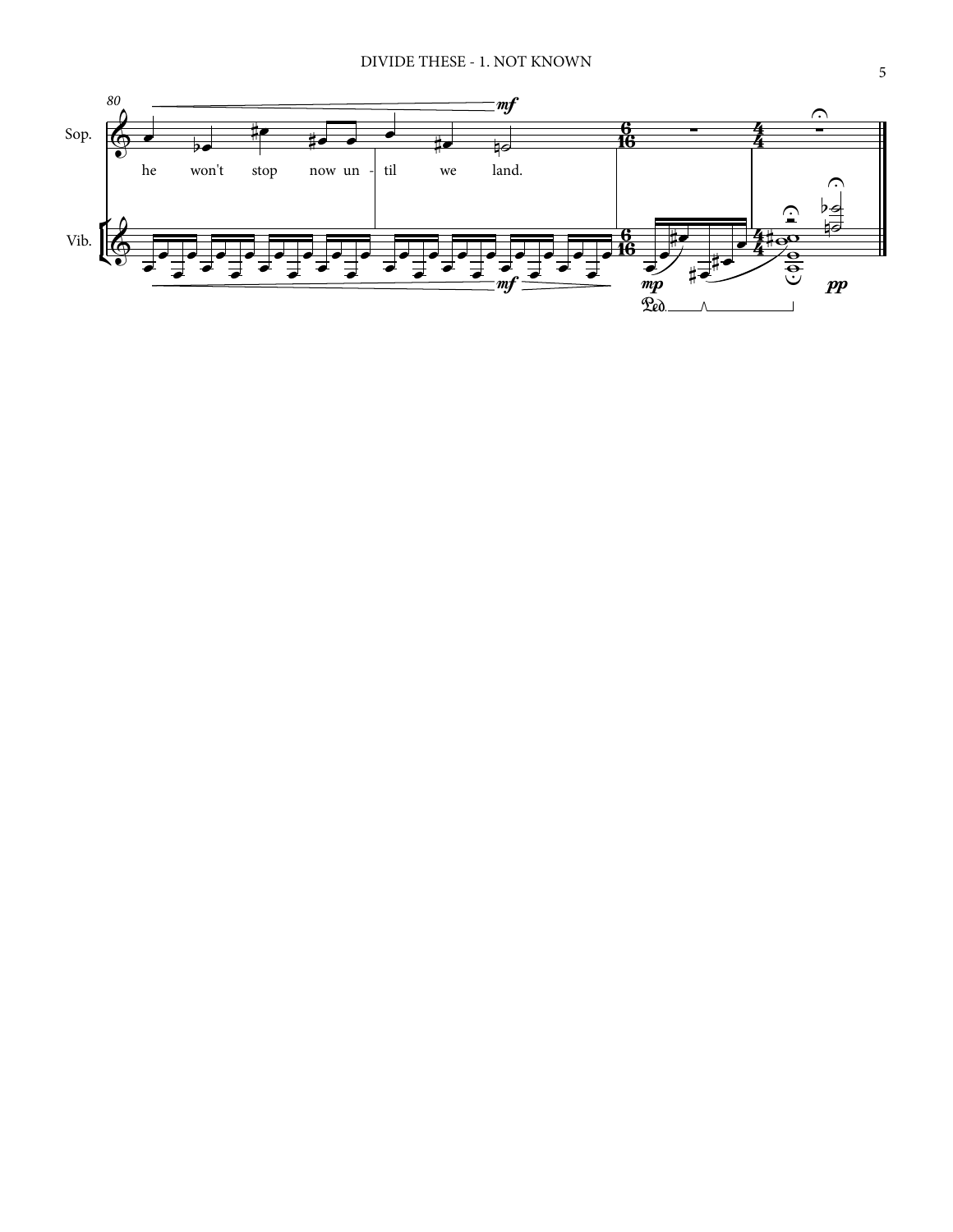80

Sop.

he won't stop now un - til we land.

Vib.

*mf*

*mp*

*pp*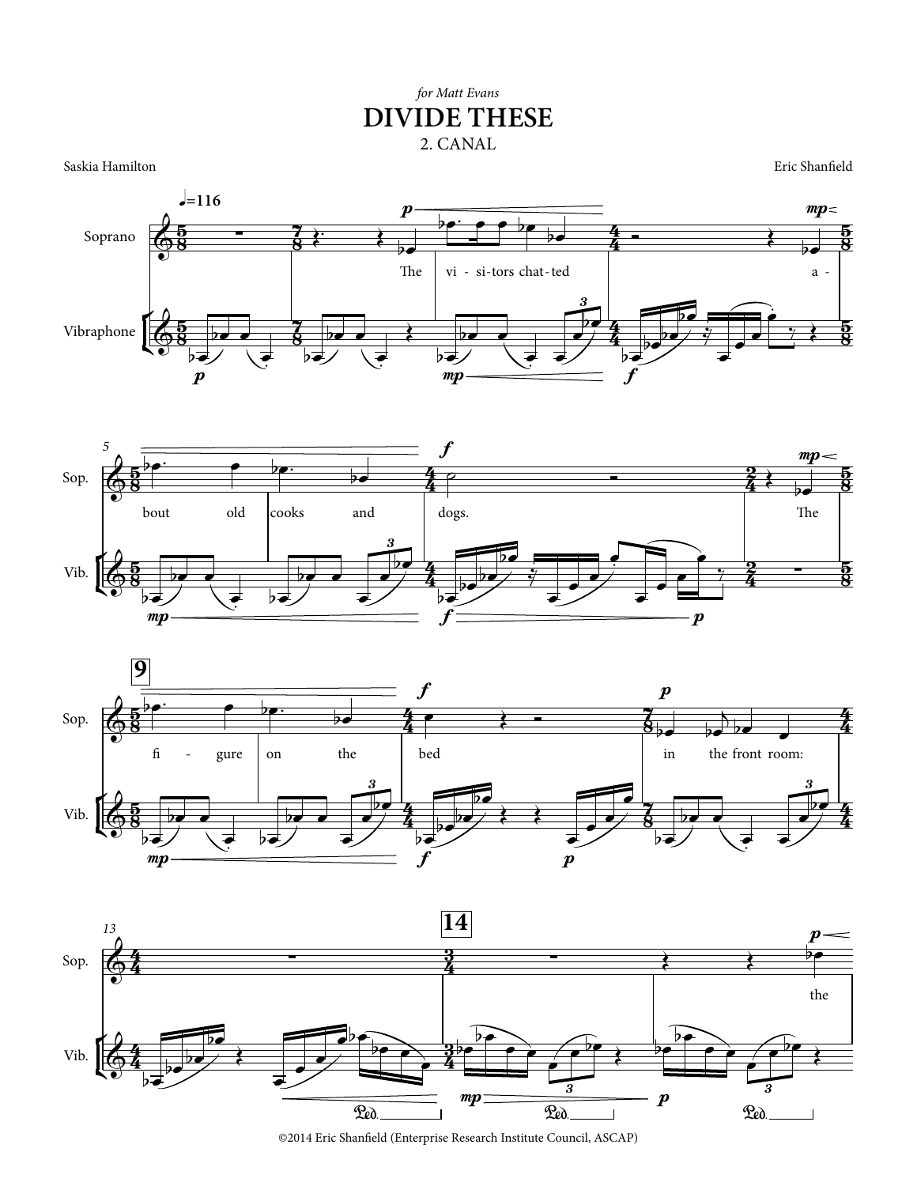*for Matt Evans*

# DIVIDE THESE

## 2. CANAL

Saskia Hamilton

Eric Shanfield

©2014 Eric Shanfield (Enterprise Research Institute Council, ASCAP)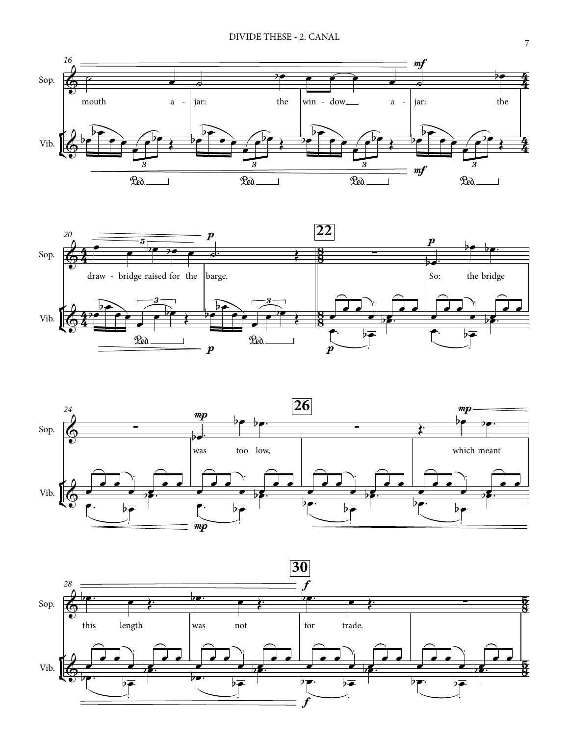16

Sop.

mouth a - jar: the win - dow a - jar: the

Vib.

20

draw - bridge raised for the barge.

22

So: the bridge

24

was too low,

26

which meant

28

this length was not

30

for trade.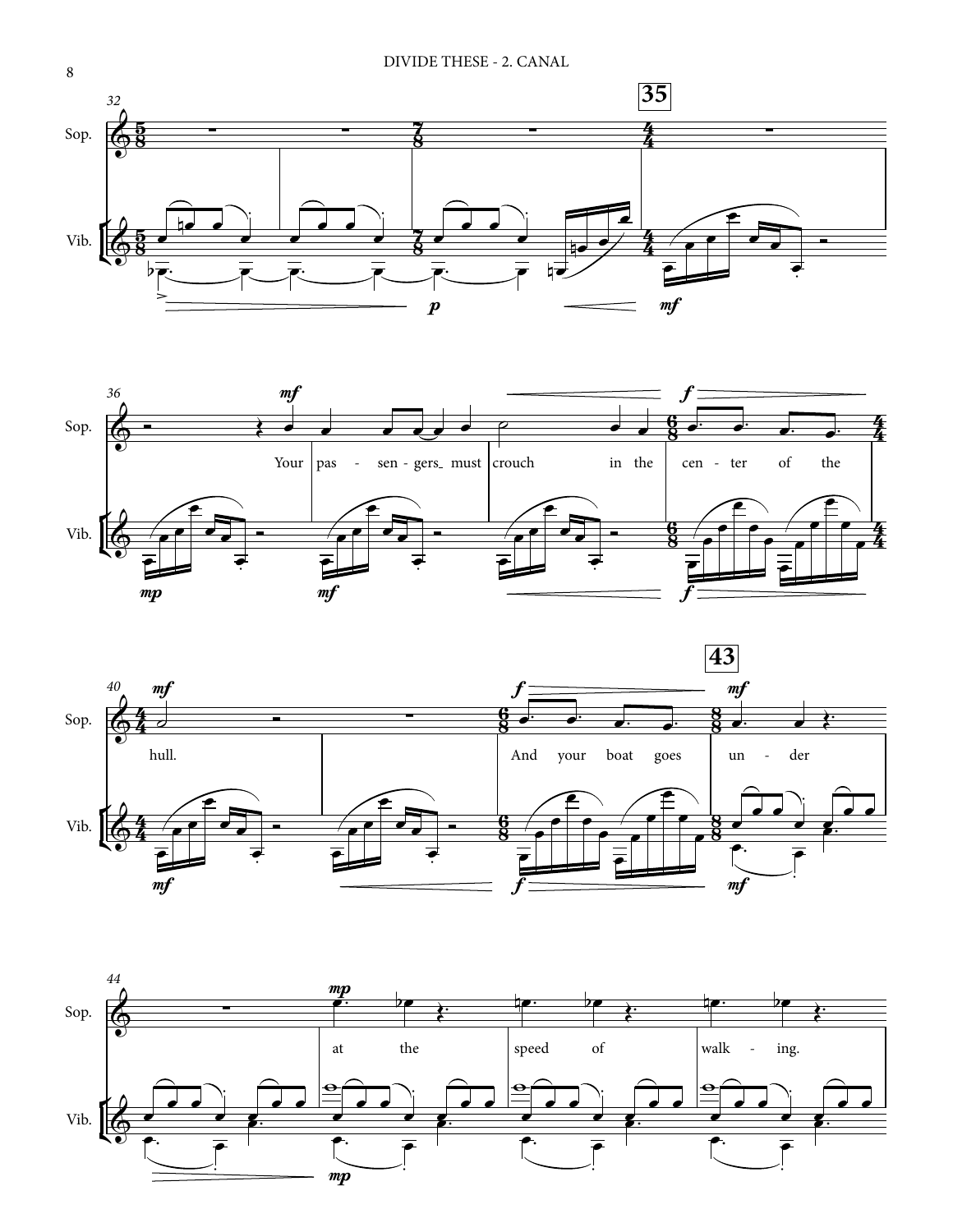Your pas - sen - gers must crouch in the cen - ter of the hull.

And your boat goes un - der at the speed of walk - ing.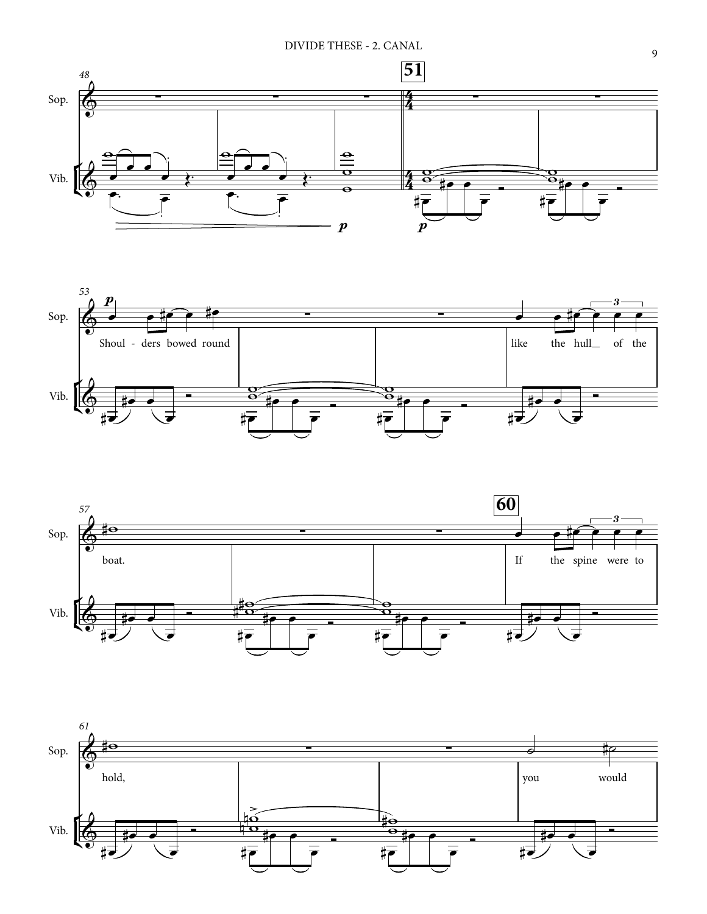Shoulders bowed round like the hull of the boat.

If the spine were to hold, you would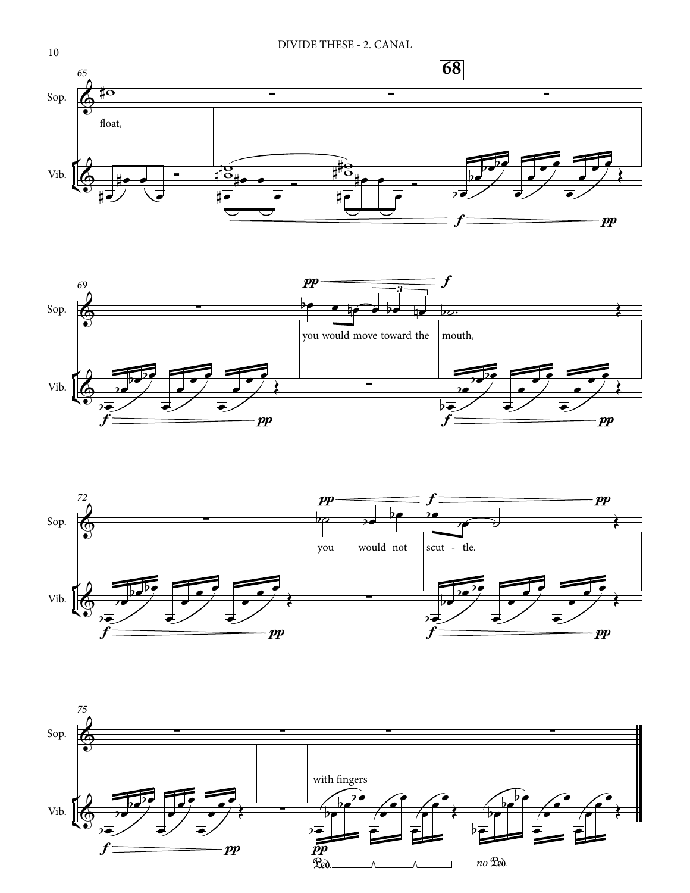65

68

Sop.

float,

Vib.

69

you would move toward the

mouth,

72

you would not

scut - tle.

75

with fingers

no Ped.